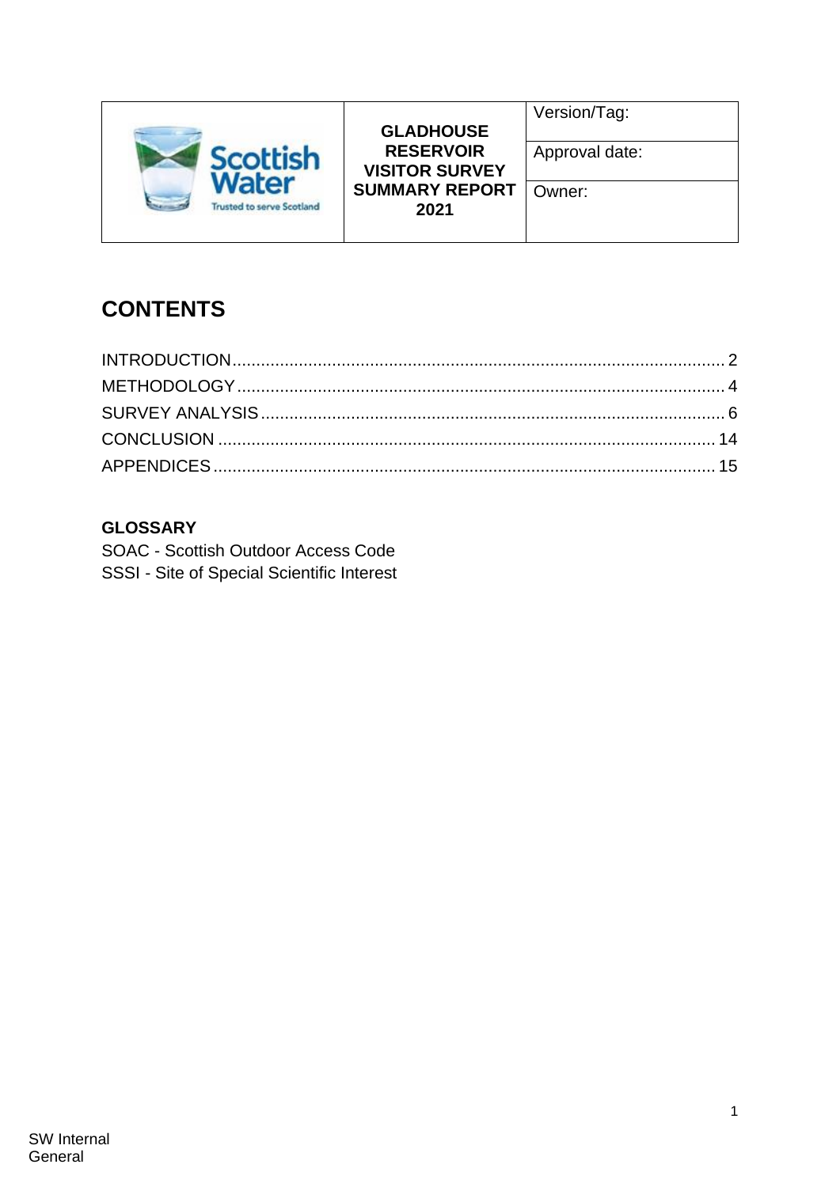| | GLADHOUSE RESERVOIR VISITOR SURVEY SUMMARY REPORT 2021 | Version/Tag: |
|---|---|---|
| | | Approval date: |
| | | Owner: |

## CONTENTS

INTRODUCTION....................................................................................................... 2
METHODOLOGY..................................................................................................... 4
SURVEY ANALYSIS................................................................................................ 6
CONCLUSION ....................................................................................................... 14
APPENDICES........................................................................................................ 15

**GLOSSARY**

SOAC - Scottish Outdoor Access Code
SSSI - Site of Special Scientific Interest

SW Internal
General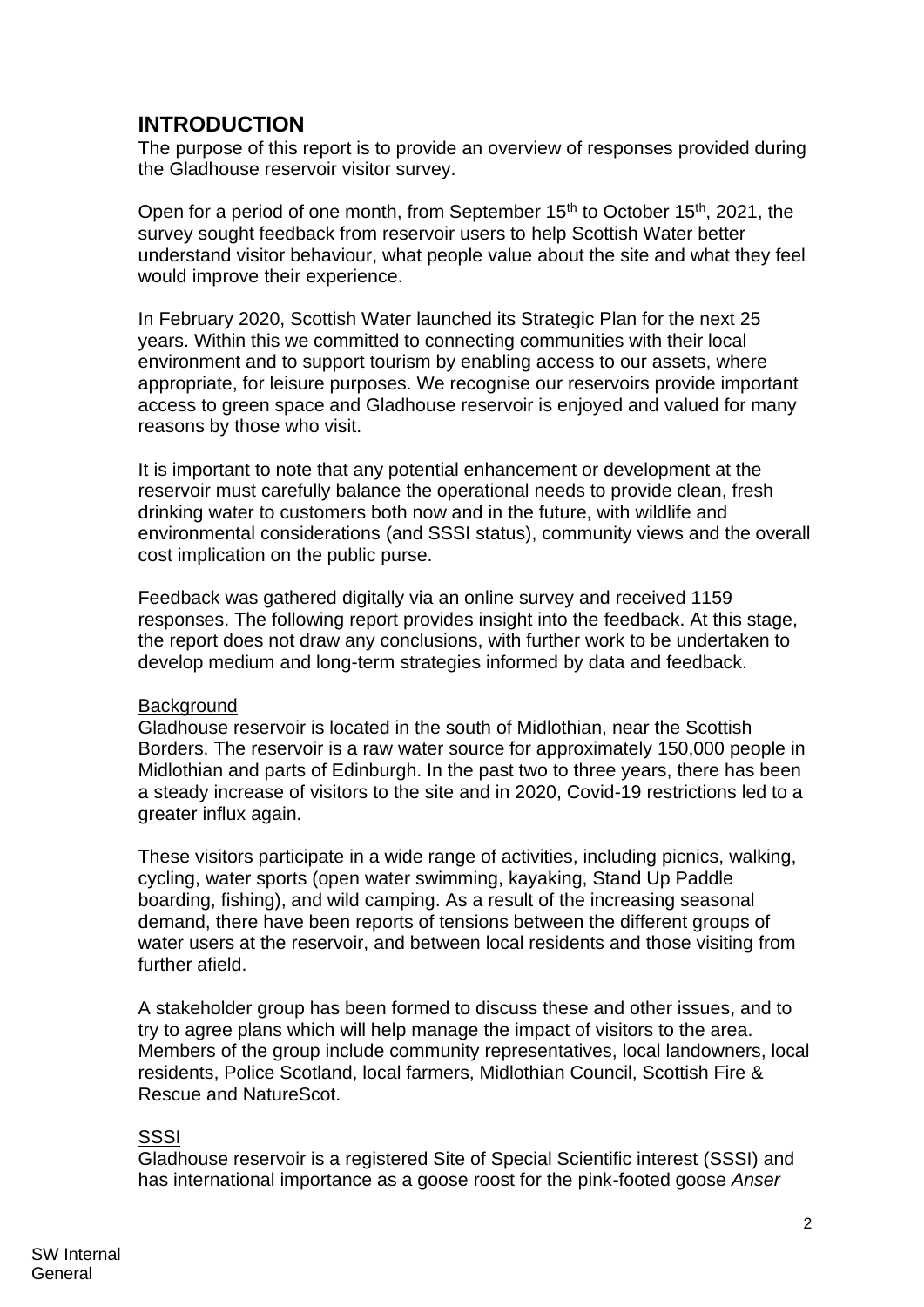## INTRODUCTION

The purpose of this report is to provide an overview of responses provided during the Gladhouse reservoir visitor survey.

Open for a period of one month, from September 15th to October 15th, 2021, the survey sought feedback from reservoir users to help Scottish Water better understand visitor behaviour, what people value about the site and what they feel would improve their experience.

In February 2020, Scottish Water launched its Strategic Plan for the next 25 years. Within this we committed to connecting communities with their local environment and to support tourism by enabling access to our assets, where appropriate, for leisure purposes. We recognise our reservoirs provide important access to green space and Gladhouse reservoir is enjoyed and valued for many reasons by those who visit.

It is important to note that any potential enhancement or development at the reservoir must carefully balance the operational needs to provide clean, fresh drinking water to customers both now and in the future, with wildlife and environmental considerations (and SSSI status), community views and the overall cost implication on the public purse.

Feedback was gathered digitally via an online survey and received 1159 responses. The following report provides insight into the feedback. At this stage, the report does not draw any conclusions, with further work to be undertaken to develop medium and long-term strategies informed by data and feedback.

### Background

Gladhouse reservoir is located in the south of Midlothian, near the Scottish Borders. The reservoir is a raw water source for approximately 150,000 people in Midlothian and parts of Edinburgh. In the past two to three years, there has been a steady increase of visitors to the site and in 2020, Covid-19 restrictions led to a greater influx again.

These visitors participate in a wide range of activities, including picnics, walking, cycling, water sports (open water swimming, kayaking, Stand Up Paddle boarding, fishing), and wild camping. As a result of the increasing seasonal demand, there have been reports of tensions between the different groups of water users at the reservoir, and between local residents and those visiting from further afield.

A stakeholder group has been formed to discuss these and other issues, and to try to agree plans which will help manage the impact of visitors to the area. Members of the group include community representatives, local landowners, local residents, Police Scotland, local farmers, Midlothian Council, Scottish Fire & Rescue and NatureScot.

### SSSI

Gladhouse reservoir is a registered Site of Special Scientific interest (SSSI) and has international importance as a goose roost for the pink-footed goose *Anser*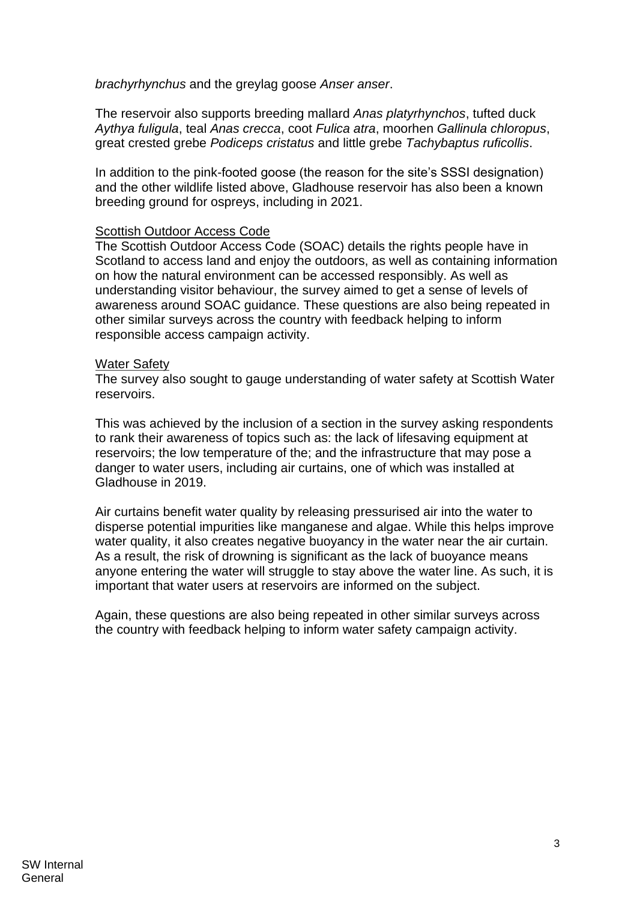*brachyrhynchus* and the greylag goose *Anser anser*.

The reservoir also supports breeding mallard *Anas platyrhynchos*, tufted duck *Aythya fuligula*, teal *Anas crecca*, coot *Fulica atra*, moorhen *Gallinula chloropus*, great crested grebe *Podiceps cristatus* and little grebe *Tachybaptus ruficollis*.

In addition to the pink-footed goose (the reason for the site's SSSI designation) and the other wildlife listed above, Gladhouse reservoir has also been a known breeding ground for ospreys, including in 2021.

### Scottish Outdoor Access Code

The Scottish Outdoor Access Code (SOAC) details the rights people have in Scotland to access land and enjoy the outdoors, as well as containing information on how the natural environment can be accessed responsibly. As well as understanding visitor behaviour, the survey aimed to get a sense of levels of awareness around SOAC guidance. These questions are also being repeated in other similar surveys across the country with feedback helping to inform responsible access campaign activity.

### Water Safety

The survey also sought to gauge understanding of water safety at Scottish Water reservoirs.

This was achieved by the inclusion of a section in the survey asking respondents to rank their awareness of topics such as: the lack of lifesaving equipment at reservoirs; the low temperature of the; and the infrastructure that may pose a danger to water users, including air curtains, one of which was installed at Gladhouse in 2019.

Air curtains benefit water quality by releasing pressurised air into the water to disperse potential impurities like manganese and algae. While this helps improve water quality, it also creates negative buoyancy in the water near the air curtain. As a result, the risk of drowning is significant as the lack of buoyance means anyone entering the water will struggle to stay above the water line. As such, it is important that water users at reservoirs are informed on the subject.

Again, these questions are also being repeated in other similar surveys across the country with feedback helping to inform water safety campaign activity.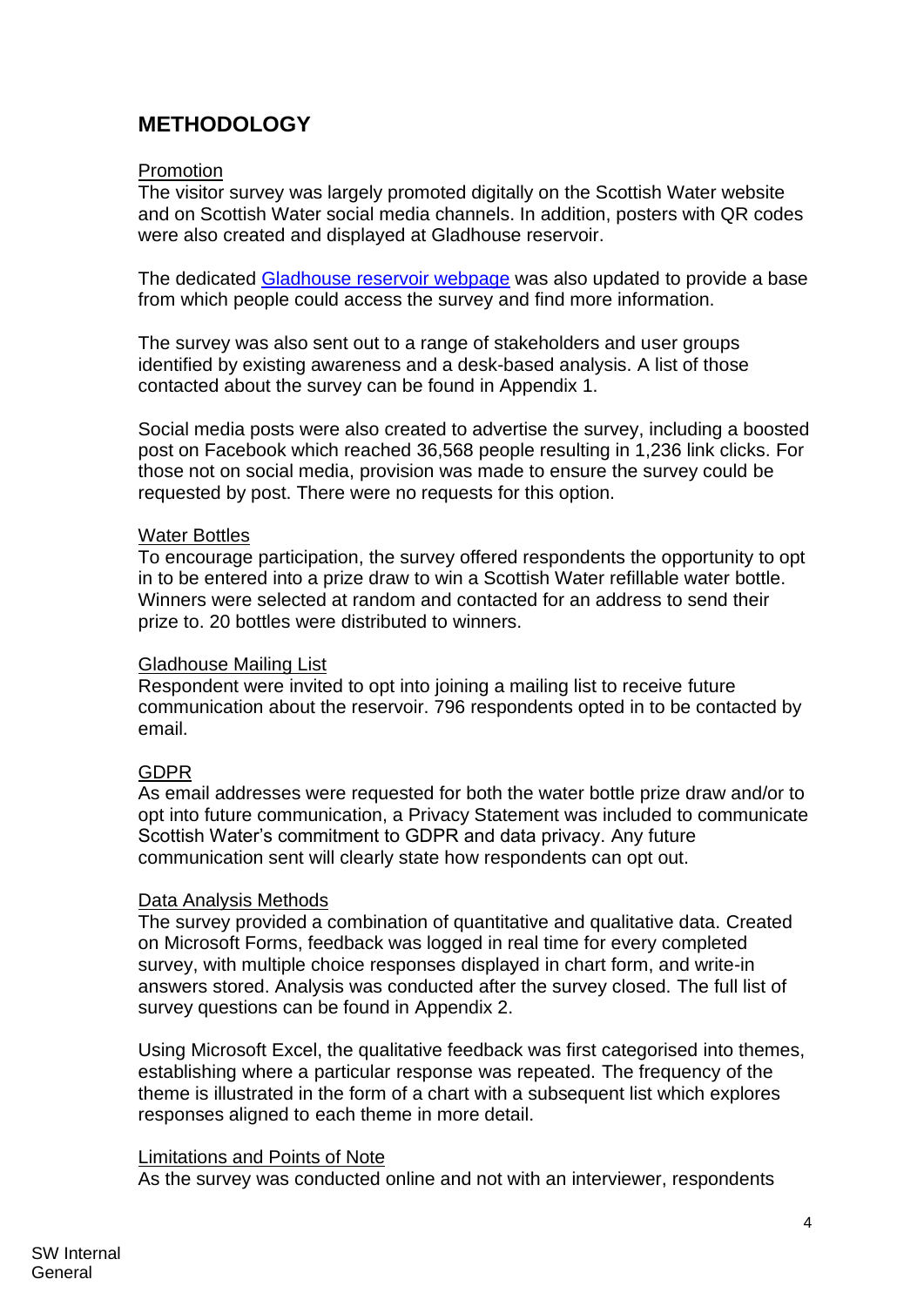## METHODOLOGY

Promotion

The visitor survey was largely promoted digitally on the Scottish Water website and on Scottish Water social media channels. In addition, posters with QR codes were also created and displayed at Gladhouse reservoir.

The dedicated [Gladhouse reservoir webpage]() was also updated to provide a base from which people could access the survey and find more information.

The survey was also sent out to a range of stakeholders and user groups identified by existing awareness and a desk-based analysis. A list of those contacted about the survey can be found in Appendix 1.

Social media posts were also created to advertise the survey, including a boosted post on Facebook which reached 36,568 people resulting in 1,236 link clicks. For those not on social media, provision was made to ensure the survey could be requested by post. There were no requests for this option.

Water Bottles

To encourage participation, the survey offered respondents the opportunity to opt in to be entered into a prize draw to win a Scottish Water refillable water bottle. Winners were selected at random and contacted for an address to send their prize to. 20 bottles were distributed to winners.

Gladhouse Mailing List

Respondent were invited to opt into joining a mailing list to receive future communication about the reservoir. 796 respondents opted in to be contacted by email.

GDPR

As email addresses were requested for both the water bottle prize draw and/or to opt into future communication, a Privacy Statement was included to communicate Scottish Water's commitment to GDPR and data privacy. Any future communication sent will clearly state how respondents can opt out.

Data Analysis Methods

The survey provided a combination of quantitative and qualitative data. Created on Microsoft Forms, feedback was logged in real time for every completed survey, with multiple choice responses displayed in chart form, and write-in answers stored. Analysis was conducted after the survey closed. The full list of survey questions can be found in Appendix 2.

Using Microsoft Excel, the qualitative feedback was first categorised into themes, establishing where a particular response was repeated. The frequency of the theme is illustrated in the form of a chart with a subsequent list which explores responses aligned to each theme in more detail.

Limitations and Points of Note

As the survey was conducted online and not with an interviewer, respondents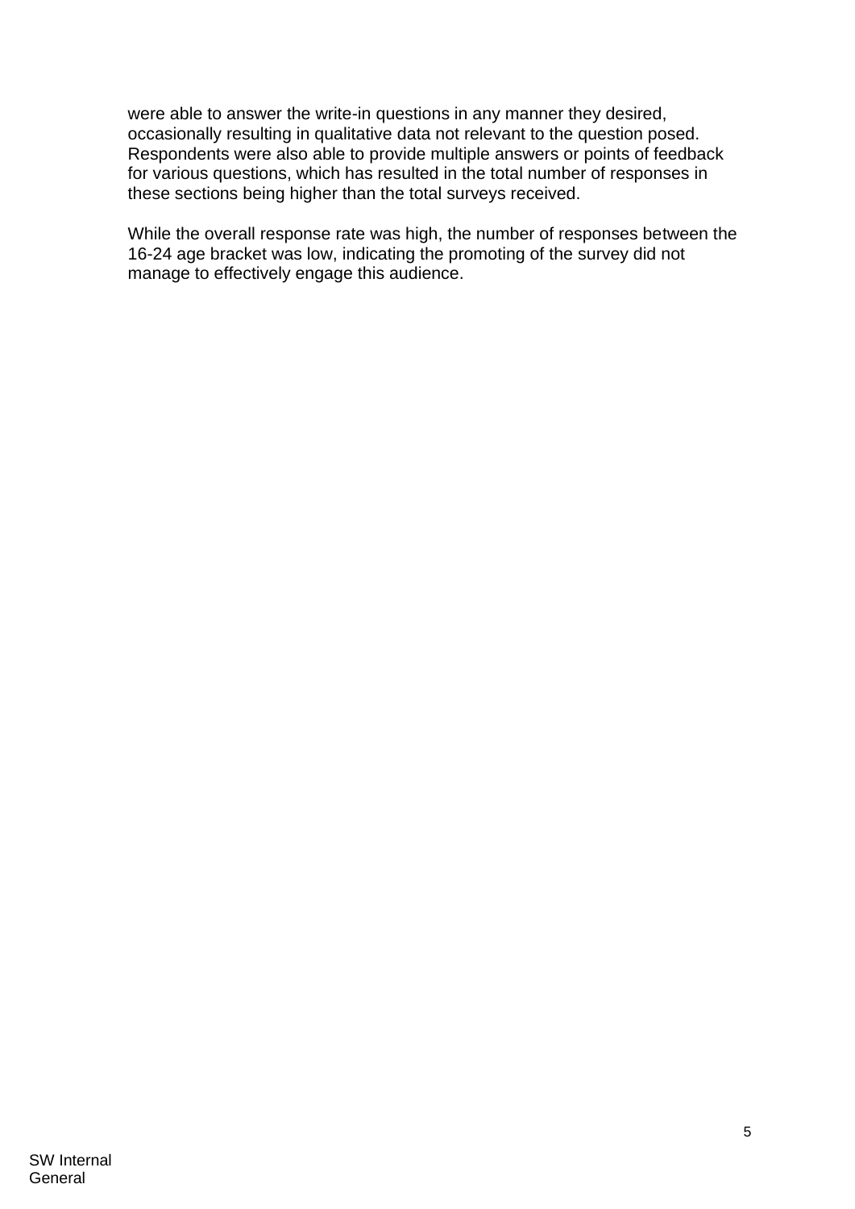were able to answer the write-in questions in any manner they desired, occasionally resulting in qualitative data not relevant to the question posed. Respondents were also able to provide multiple answers or points of feedback for various questions, which has resulted in the total number of responses in these sections being higher than the total surveys received.

While the overall response rate was high, the number of responses between the 16-24 age bracket was low, indicating the promoting of the survey did not manage to effectively engage this audience.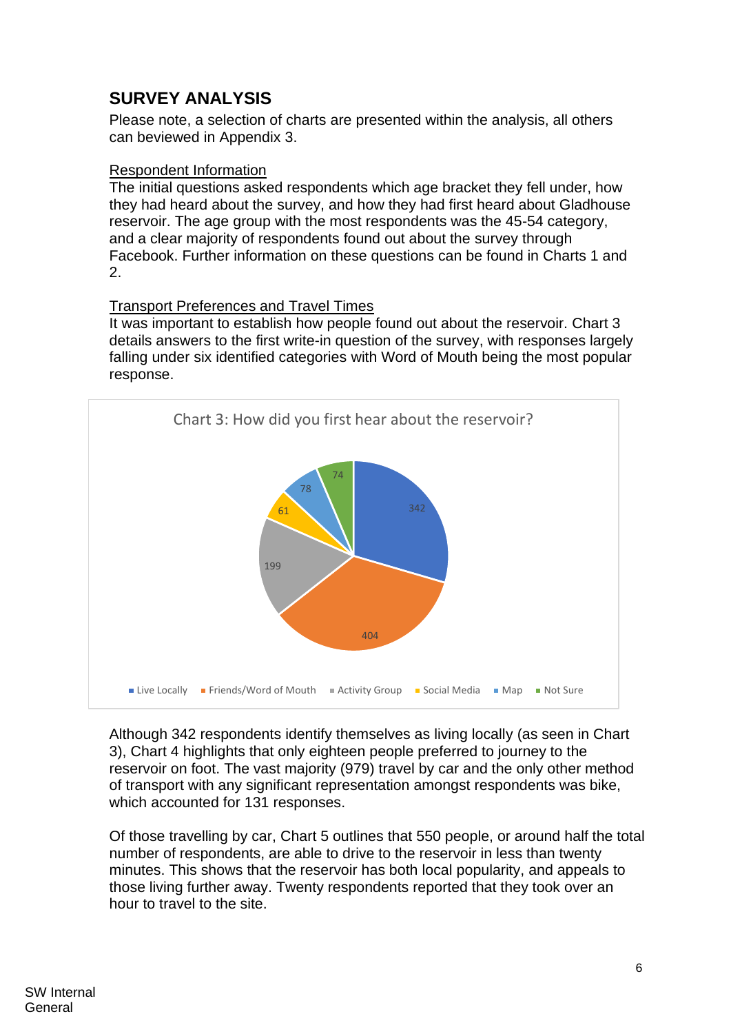## SURVEY ANALYSIS

Please note, a selection of charts are presented within the analysis, all others can beviewed in Appendix 3.

Respondent Information

The initial questions asked respondents which age bracket they fell under, how they had heard about the survey, and how they had first heard about Gladhouse reservoir. The age group with the most respondents was the 45-54 category, and a clear majority of respondents found out about the survey through Facebook. Further information on these questions can be found in Charts 1 and 2.

Transport Preferences and Travel Times

It was important to establish how people found out about the reservoir. Chart 3 details answers to the first write-in question of the survey, with responses largely falling under six identified categories with Word of Mouth being the most popular response.

Chart 3: How did you first hear about the reservoir?

| Category | Responses |
|---|---|
| Live Locally | 342 |
| Friends/Word of Mouth | 404 |
| Activity Group | 199 |
| Social Media | 61 |
| Map | 78 |
| Not Sure | 74 |

Although 342 respondents identify themselves as living locally (as seen in Chart 3), Chart 4 highlights that only eighteen people preferred to journey to the reservoir on foot. The vast majority (979) travel by car and the only other method of transport with any significant representation amongst respondents was bike, which accounted for 131 responses.

Of those travelling by car, Chart 5 outlines that 550 people, or around half the total number of respondents, are able to drive to the reservoir in less than twenty minutes. This shows that the reservoir has both local popularity, and appeals to those living further away. Twenty respondents reported that they took over an hour to travel to the site.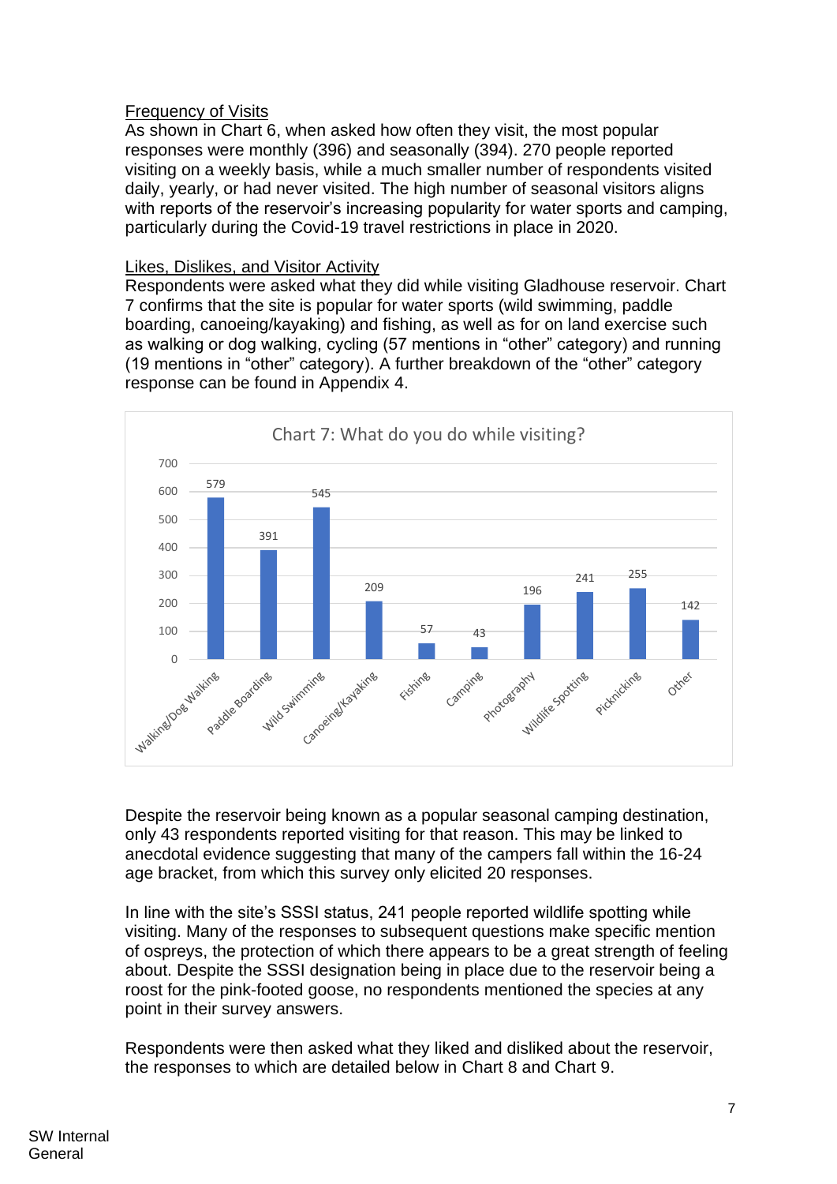Frequency of Visits

As shown in Chart 6, when asked how often they visit, the most popular responses were monthly (396) and seasonally (394). 270 people reported visiting on a weekly basis, while a much smaller number of respondents visited daily, yearly, or had never visited. The high number of seasonal visitors aligns with reports of the reservoir's increasing popularity for water sports and camping, particularly during the Covid-19 travel restrictions in place in 2020.

Likes, Dislikes, and Visitor Activity

Respondents were asked what they did while visiting Gladhouse reservoir. Chart 7 confirms that the site is popular for water sports (wild swimming, paddle boarding, canoeing/kayaking) and fishing, as well as for on land exercise such as walking or dog walking, cycling (57 mentions in "other" category) and running (19 mentions in "other" category). A further breakdown of the "other" category response can be found in Appendix 4.

Chart 7: What do you do while visiting?

| Activity | Responses |
|---|---|
| Walking/Dog Walking | 579 |
| Paddle Boarding | 391 |
| Wild Swimming | 545 |
| Canoeing/Kayaking | 209 |
| Fishing | 57 |
| Camping | 43 |
| Photography | 196 |
| Wildlife Spotting | 241 |
| Picknicking | 255 |
| Other | 142 |

Despite the reservoir being known as a popular seasonal camping destination, only 43 respondents reported visiting for that reason. This may be linked to anecdotal evidence suggesting that many of the campers fall within the 16-24 age bracket, from which this survey only elicited 20 responses.

In line with the site's SSSI status, 241 people reported wildlife spotting while visiting. Many of the responses to subsequent questions make specific mention of ospreys, the protection of which there appears to be a great strength of feeling about. Despite the SSSI designation being in place due to the reservoir being a roost for the pink-footed goose, no respondents mentioned the species at any point in their survey answers.

Respondents were then asked what they liked and disliked about the reservoir, the responses to which are detailed below in Chart 8 and Chart 9.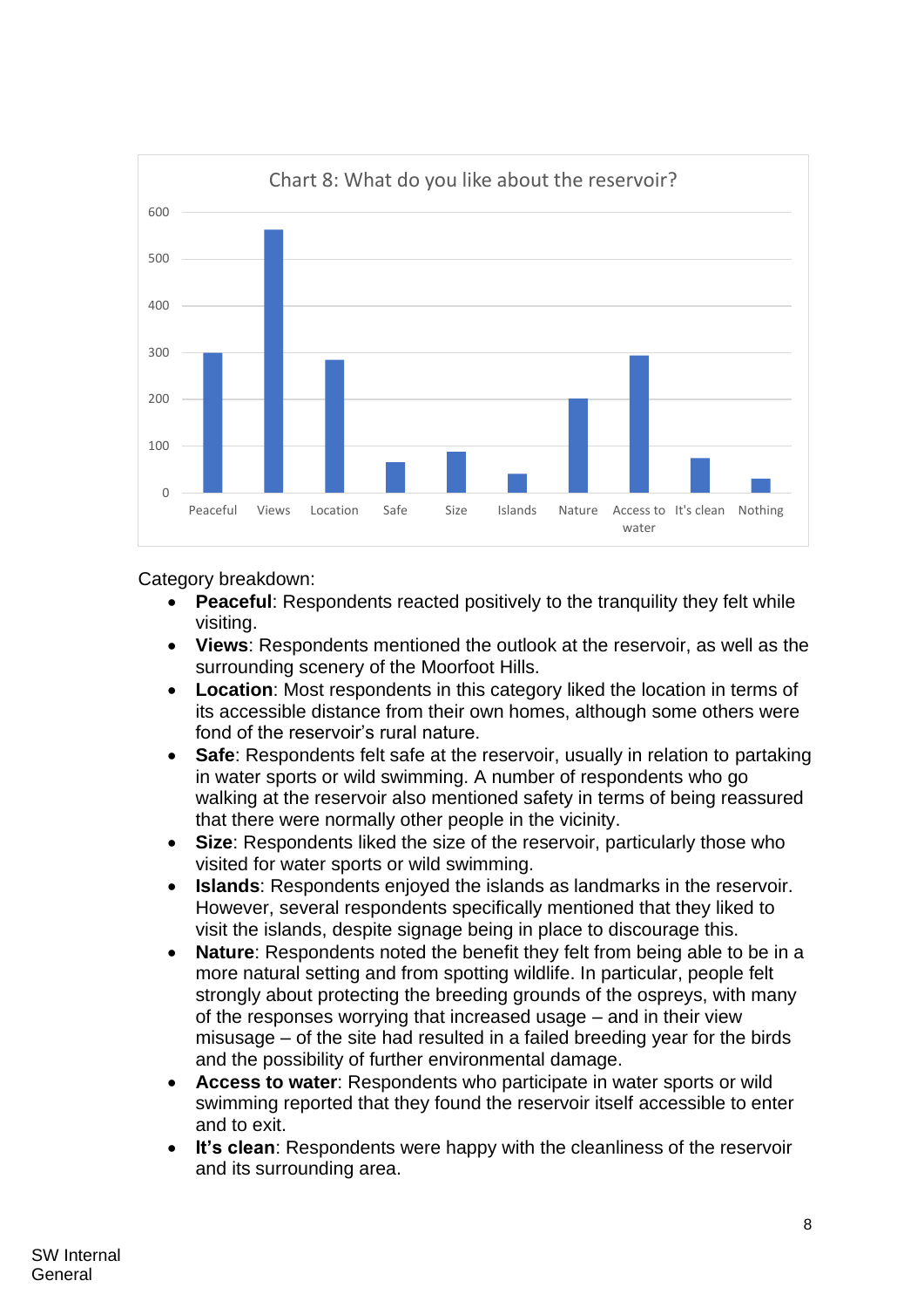Chart 8: What do you like about the reservoir?

| Category | Count (approx.) |
|---|---|
| Peaceful | 300 |
| Views | 562 |
| Location | 285 |
| Safe | 65 |
| Size | 88 |
| Islands | 40 |
| Nature | 202 |
| Access to water | 295 |
| It's clean | 74 |
| Nothing | 30 |

Category breakdown:

- **Peaceful**: Respondents reacted positively to the tranquility they felt while visiting.
- **Views**: Respondents mentioned the outlook at the reservoir, as well as the surrounding scenery of the Moorfoot Hills.
- **Location**: Most respondents in this category liked the location in terms of its accessible distance from their own homes, although some others were fond of the reservoir's rural nature.
- **Safe**: Respondents felt safe at the reservoir, usually in relation to partaking in water sports or wild swimming. A number of respondents who go walking at the reservoir also mentioned safety in terms of being reassured that there were normally other people in the vicinity.
- **Size**: Respondents liked the size of the reservoir, particularly those who visited for water sports or wild swimming.
- **Islands**: Respondents enjoyed the islands as landmarks in the reservoir. However, several respondents specifically mentioned that they liked to visit the islands, despite signage being in place to discourage this.
- **Nature**: Respondents noted the benefit they felt from being able to be in a more natural setting and from spotting wildlife. In particular, people felt strongly about protecting the breeding grounds of the ospreys, with many of the responses worrying that increased usage – and in their view misusage – of the site had resulted in a failed breeding year for the birds and the possibility of further environmental damage.
- **Access to water**: Respondents who participate in water sports or wild swimming reported that they found the reservoir itself accessible to enter and to exit.
- **It's clean**: Respondents were happy with the cleanliness of the reservoir and its surrounding area.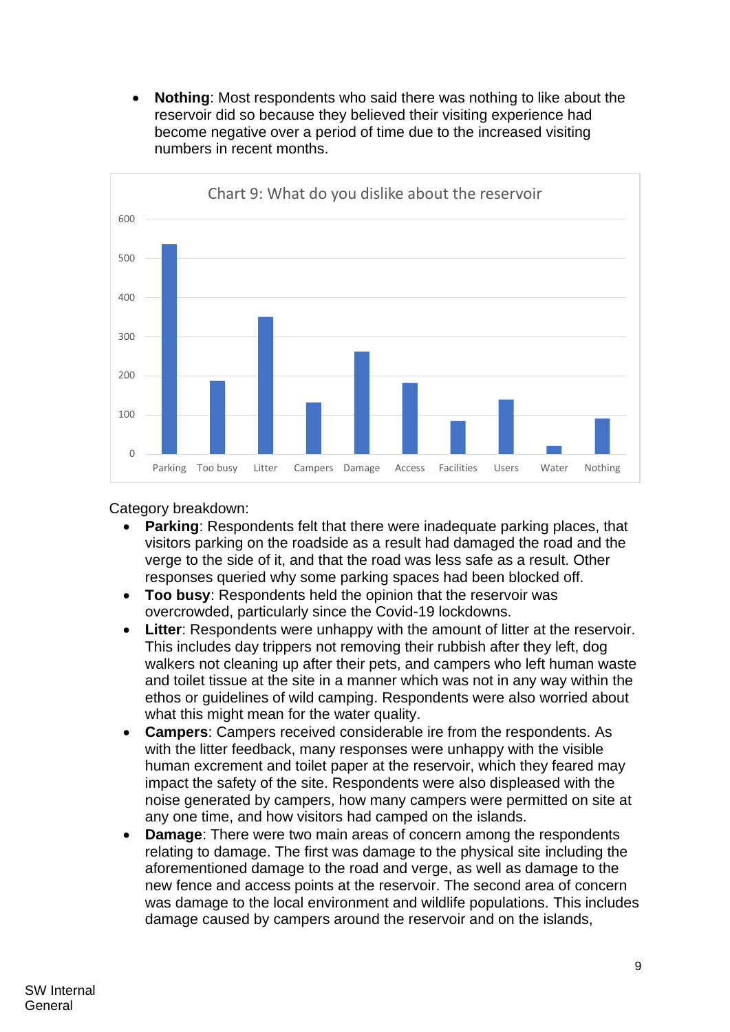- **Nothing**: Most respondents who said there was nothing to like about the reservoir did so because they believed their visiting experience had become negative over a period of time due to the increased visiting numbers in recent months.

Chart 9: What do you dislike about the reservoir

Category breakdown:

- **Parking**: Respondents felt that there were inadequate parking places, that visitors parking on the roadside as a result had damaged the road and the verge to the side of it, and that the road was less safe as a result. Other responses queried why some parking spaces had been blocked off.
- **Too busy**: Respondents held the opinion that the reservoir was overcrowded, particularly since the Covid-19 lockdowns.
- **Litter**: Respondents were unhappy with the amount of litter at the reservoir. This includes day trippers not removing their rubbish after they left, dog walkers not cleaning up after their pets, and campers who left human waste and toilet tissue at the site in a manner which was not in any way within the ethos or guidelines of wild camping. Respondents were also worried about what this might mean for the water quality.
- **Campers**: Campers received considerable ire from the respondents. As with the litter feedback, many responses were unhappy with the visible human excrement and toilet paper at the reservoir, which they feared may impact the safety of the site. Respondents were also displeased with the noise generated by campers, how many campers were permitted on site at any one time, and how visitors had camped on the islands.
- **Damage**: There were two main areas of concern among the respondents relating to damage. The first was damage to the physical site including the aforementioned damage to the road and verge, as well as damage to the new fence and access points at the reservoir. The second area of concern was damage to the local environment and wildlife populations. This includes damage caused by campers around the reservoir and on the islands,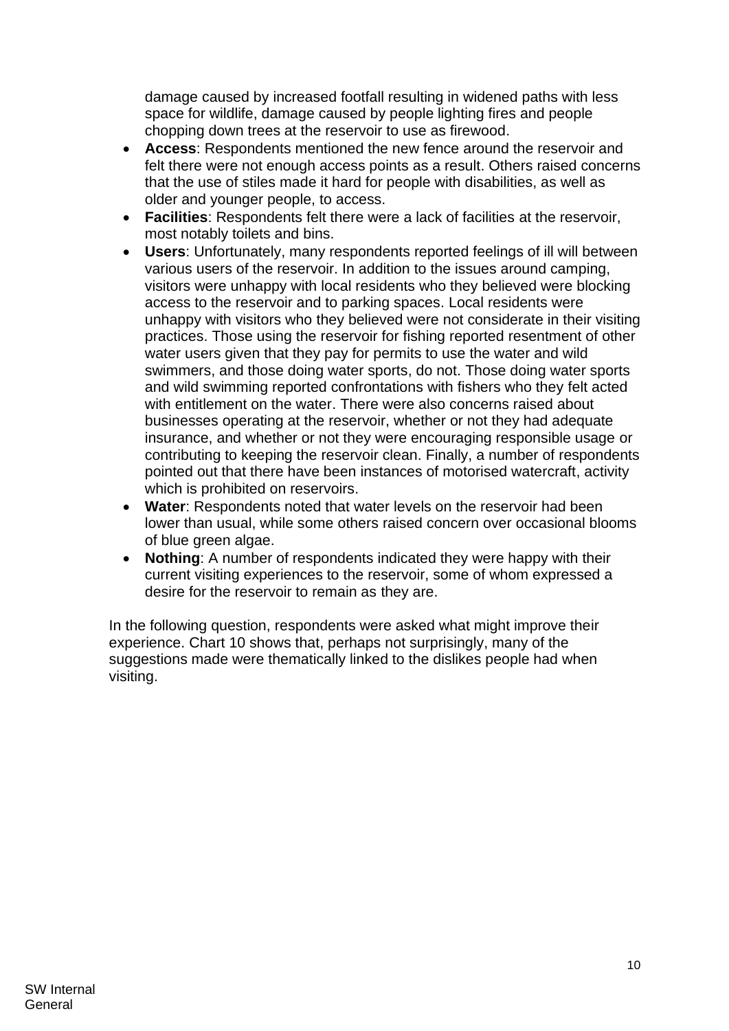damage caused by increased footfall resulting in widened paths with less space for wildlife, damage caused by people lighting fires and people chopping down trees at the reservoir to use as firewood.

- **Access**: Respondents mentioned the new fence around the reservoir and felt there were not enough access points as a result. Others raised concerns that the use of stiles made it hard for people with disabilities, as well as older and younger people, to access.
- **Facilities**: Respondents felt there were a lack of facilities at the reservoir, most notably toilets and bins.
- **Users**: Unfortunately, many respondents reported feelings of ill will between various users of the reservoir. In addition to the issues around camping, visitors were unhappy with local residents who they believed were blocking access to the reservoir and to parking spaces. Local residents were unhappy with visitors who they believed were not considerate in their visiting practices. Those using the reservoir for fishing reported resentment of other water users given that they pay for permits to use the water and wild swimmers, and those doing water sports, do not. Those doing water sports and wild swimming reported confrontations with fishers who they felt acted with entitlement on the water. There were also concerns raised about businesses operating at the reservoir, whether or not they had adequate insurance, and whether or not they were encouraging responsible usage or contributing to keeping the reservoir clean. Finally, a number of respondents pointed out that there have been instances of motorised watercraft, activity which is prohibited on reservoirs.
- **Water**: Respondents noted that water levels on the reservoir had been lower than usual, while some others raised concern over occasional blooms of blue green algae.
- **Nothing**: A number of respondents indicated they were happy with their current visiting experiences to the reservoir, some of whom expressed a desire for the reservoir to remain as they are.

In the following question, respondents were asked what might improve their experience. Chart 10 shows that, perhaps not surprisingly, many of the suggestions made were thematically linked to the dislikes people had when visiting.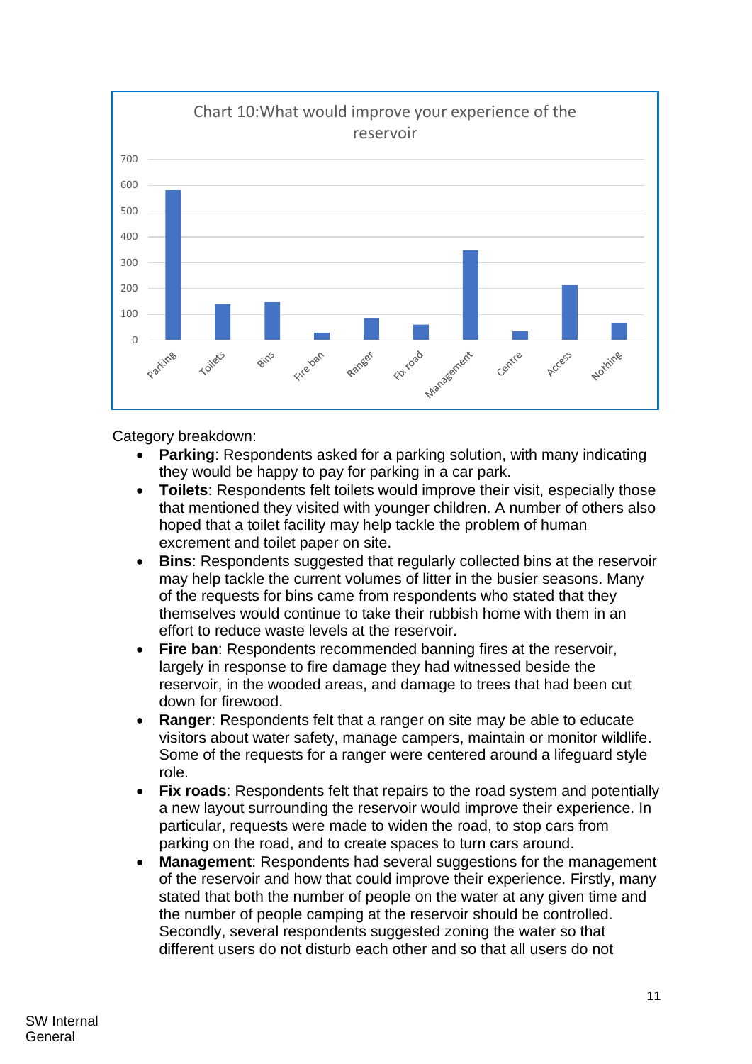Chart 10:What would improve your experience of the reservoir

Category breakdown:

- **Parking**: Respondents asked for a parking solution, with many indicating they would be happy to pay for parking in a car park.
- **Toilets**: Respondents felt toilets would improve their visit, especially those that mentioned they visited with younger children. A number of others also hoped that a toilet facility may help tackle the problem of human excrement and toilet paper on site.
- **Bins**: Respondents suggested that regularly collected bins at the reservoir may help tackle the current volumes of litter in the busier seasons. Many of the requests for bins came from respondents who stated that they themselves would continue to take their rubbish home with them in an effort to reduce waste levels at the reservoir.
- **Fire ban**: Respondents recommended banning fires at the reservoir, largely in response to fire damage they had witnessed beside the reservoir, in the wooded areas, and damage to trees that had been cut down for firewood.
- **Ranger**: Respondents felt that a ranger on site may be able to educate visitors about water safety, manage campers, maintain or monitor wildlife. Some of the requests for a ranger were centered around a lifeguard style role.
- **Fix roads**: Respondents felt that repairs to the road system and potentially a new layout surrounding the reservoir would improve their experience. In particular, requests were made to widen the road, to stop cars from parking on the road, and to create spaces to turn cars around.
- **Management**: Respondents had several suggestions for the management of the reservoir and how that could improve their experience. Firstly, many stated that both the number of people on the water at any given time and the number of people camping at the reservoir should be controlled. Secondly, several respondents suggested zoning the water so that different users do not disturb each other and so that all users do not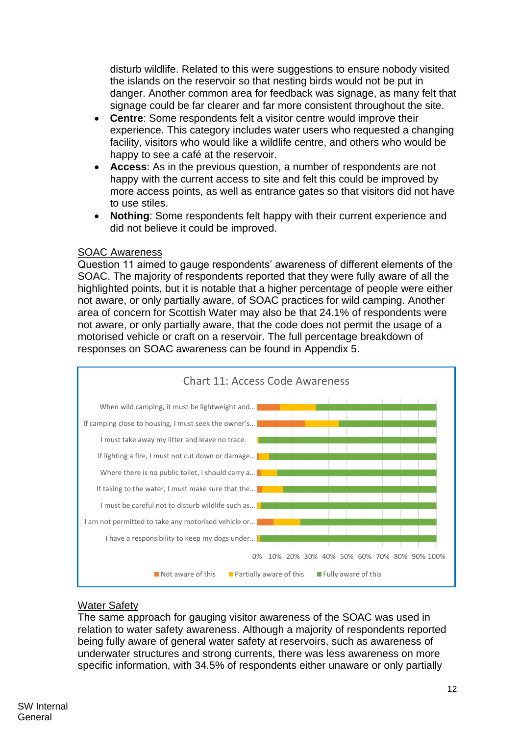disturb wildlife. Related to this were suggestions to ensure nobody visited the islands on the reservoir so that nesting birds would not be put in danger. Another common area for feedback was signage, as many felt that signage could be far clearer and far more consistent throughout the site.

- **Centre**: Some respondents felt a visitor centre would improve their experience. This category includes water users who requested a changing facility, visitors who would like a wildlife centre, and others who would be happy to see a café at the reservoir.
- **Access**: As in the previous question, a number of respondents are not happy with the current access to site and felt this could be improved by more access points, as well as entrance gates so that visitors did not have to use stiles.
- **Nothing**: Some respondents felt happy with their current experience and did not believe it could be improved.

<u>SOAC Awareness</u>

Question 11 aimed to gauge respondents' awareness of different elements of the SOAC. The majority of respondents reported that they were fully aware of all the highlighted points, but it is notable that a higher percentage of people were either not aware, or only partially aware, of SOAC practices for wild camping. Another area of concern for Scottish Water may also be that 24.1% of respondents were not aware, or only partially aware, that the code does not permit the usage of a motorised vehicle or craft on a reservoir. The full percentage breakdown of responses on SOAC awareness can be found in Appendix 5.

Chart 11: Access Code Awareness

- When wild camping, it must be lightweight and…
- If camping close to housing, I must seek the owner's…
- I must take away my litter and leave no trace.
- If lighting a fire, I must not cut down or damage…
- Where there is no public toilet, I should carry a…
- If taking to the water, I must make sure that the…
- I must be careful not to disturb wildlife such as…
- I am not permitted to take any motorised vehicle or…
- I have a responsibility to keep my dogs under…

0% 10% 20% 30% 40% 50% 60% 70% 80% 90% 100%

Not aware of this | Partially aware of this | Fully aware of this

<u>Water Safety</u>

The same approach for gauging visitor awareness of the SOAC was used in relation to water safety awareness. Although a majority of respondents reported being fully aware of general water safety at reservoirs, such as awareness of underwater structures and strong currents, there was less awareness on more specific information, with 34.5% of respondents either unaware or only partially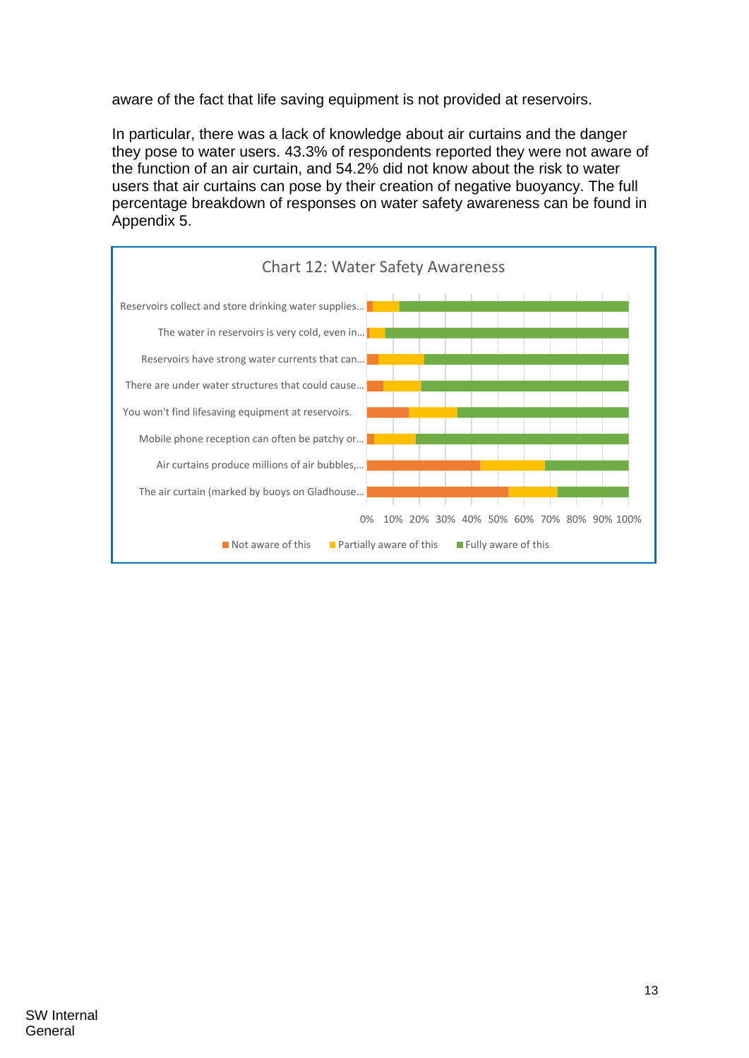aware of the fact that life saving equipment is not provided at reservoirs.

In particular, there was a lack of knowledge about air curtains and the danger they pose to water users. 43.3% of respondents reported they were not aware of the function of an air curtain, and 54.2% did not know about the risk to water users that air curtains can pose by their creation of negative buoyancy. The full percentage breakdown of responses on water safety awareness can be found in Appendix 5.

Chart 12: Water Safety Awareness

| Statement | Not aware of this | Partially aware of this | Fully aware of this |
|---|---|---|---|
| Reservoirs collect and store drinking water supplies… | ~2% | ~10% | ~88% |
| The water in reservoirs is very cold, even in… | ~1% | ~6% | ~93% |
| Reservoirs have strong water currents that can… | ~4% | ~18% | ~78% |
| There are under water structures that could cause… | ~6% | ~15% | ~79% |
| You won't find lifesaving equipment at reservoirs. | ~16% | ~19% | ~65% |
| Mobile phone reception can often be patchy or… | ~3% | ~16% | ~81% |
| Air curtains produce millions of air bubbles,… | 43.3% | ~25% | ~32% |
| The air curtain (marked by buoys on Gladhouse… | 54.2% | ~19% | ~27% |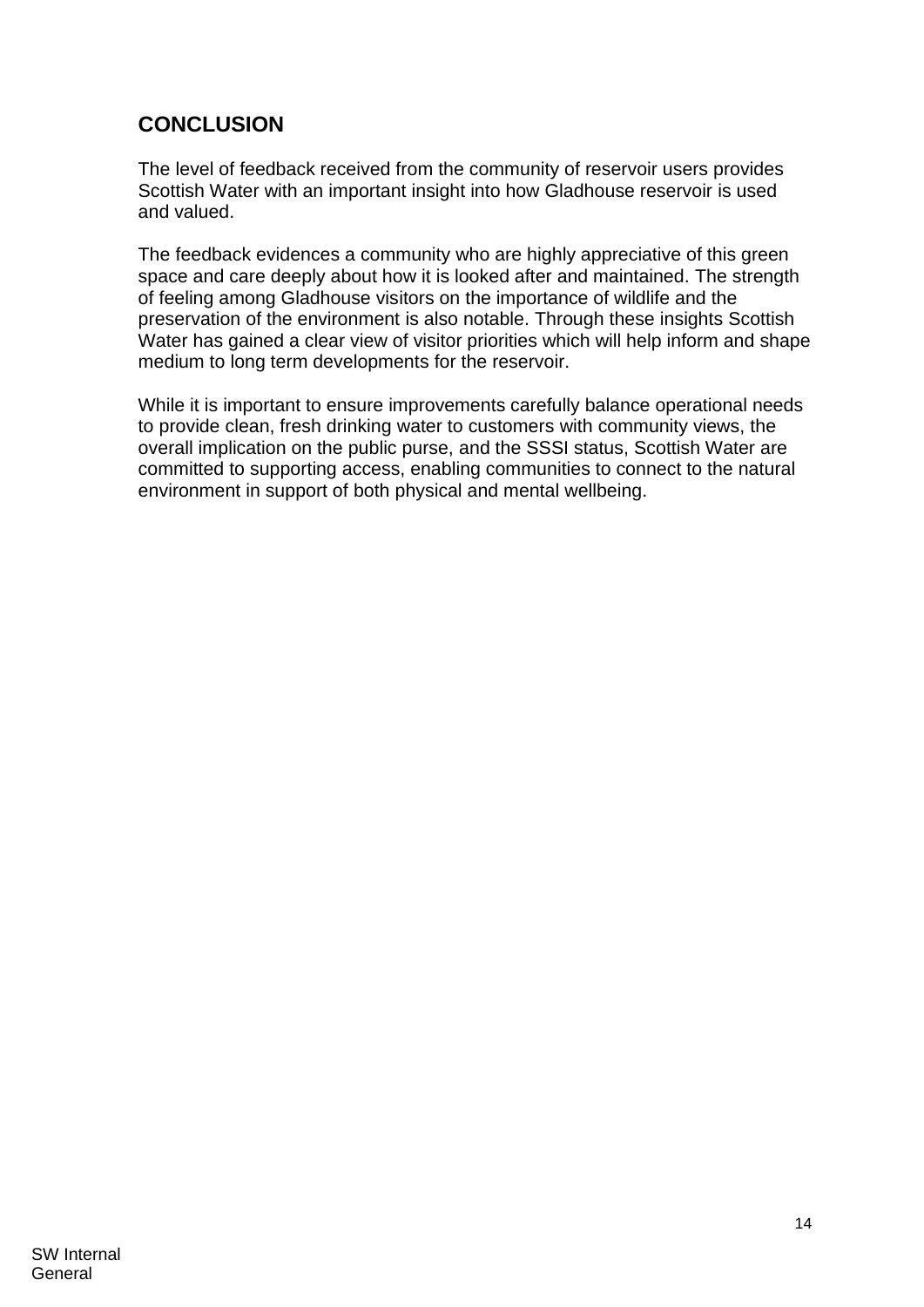## CONCLUSION

The level of feedback received from the community of reservoir users provides Scottish Water with an important insight into how Gladhouse reservoir is used and valued.

The feedback evidences a community who are highly appreciative of this green space and care deeply about how it is looked after and maintained. The strength of feeling among Gladhouse visitors on the importance of wildlife and the preservation of the environment is also notable. Through these insights Scottish Water has gained a clear view of visitor priorities which will help inform and shape medium to long term developments for the reservoir.

While it is important to ensure improvements carefully balance operational needs to provide clean, fresh drinking water to customers with community views, the overall implication on the public purse, and the SSSI status, Scottish Water are committed to supporting access, enabling communities to connect to the natural environment in support of both physical and mental wellbeing.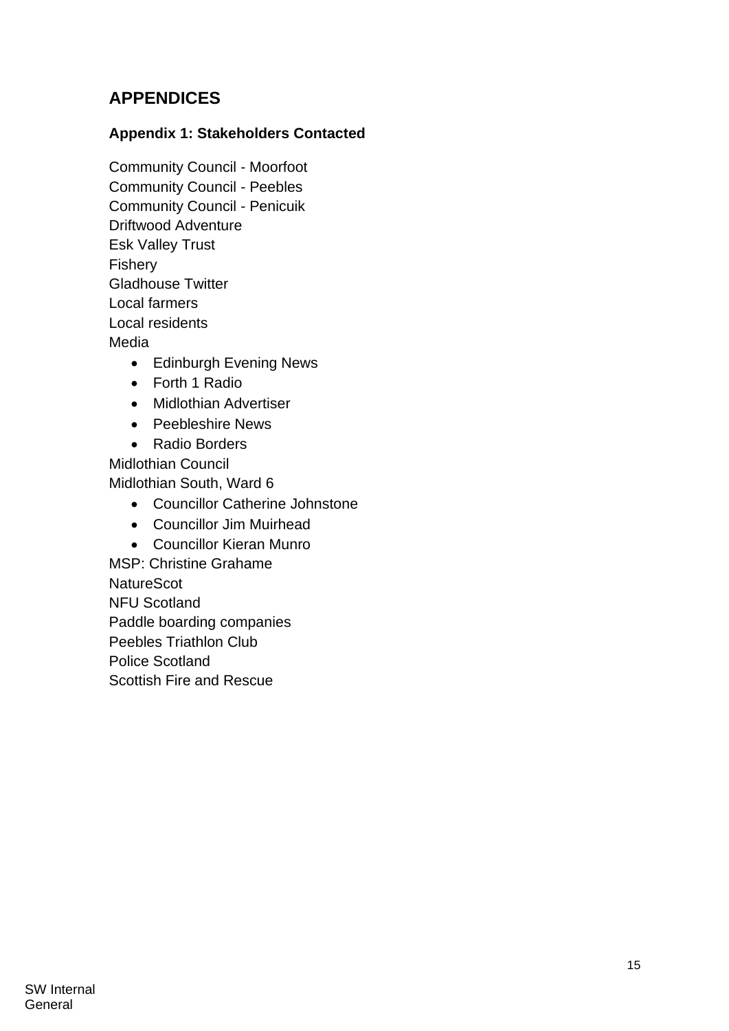# APPENDICES

### Appendix 1: Stakeholders Contacted

Community Council - Moorfoot
Community Council - Peebles
Community Council - Penicuik
Driftwood Adventure
Esk Valley Trust
Fishery
Gladhouse Twitter
Local farmers
Local residents
Media

- Edinburgh Evening News
- Forth 1 Radio
- Midlothian Advertiser
- Peebleshire News
- Radio Borders

Midlothian Council
Midlothian South, Ward 6

- Councillor Catherine Johnstone
- Councillor Jim Muirhead
- Councillor Kieran Munro

MSP: Christine Grahame
NatureScot
NFU Scotland
Paddle boarding companies
Peebles Triathlon Club
Police Scotland
Scottish Fire and Rescue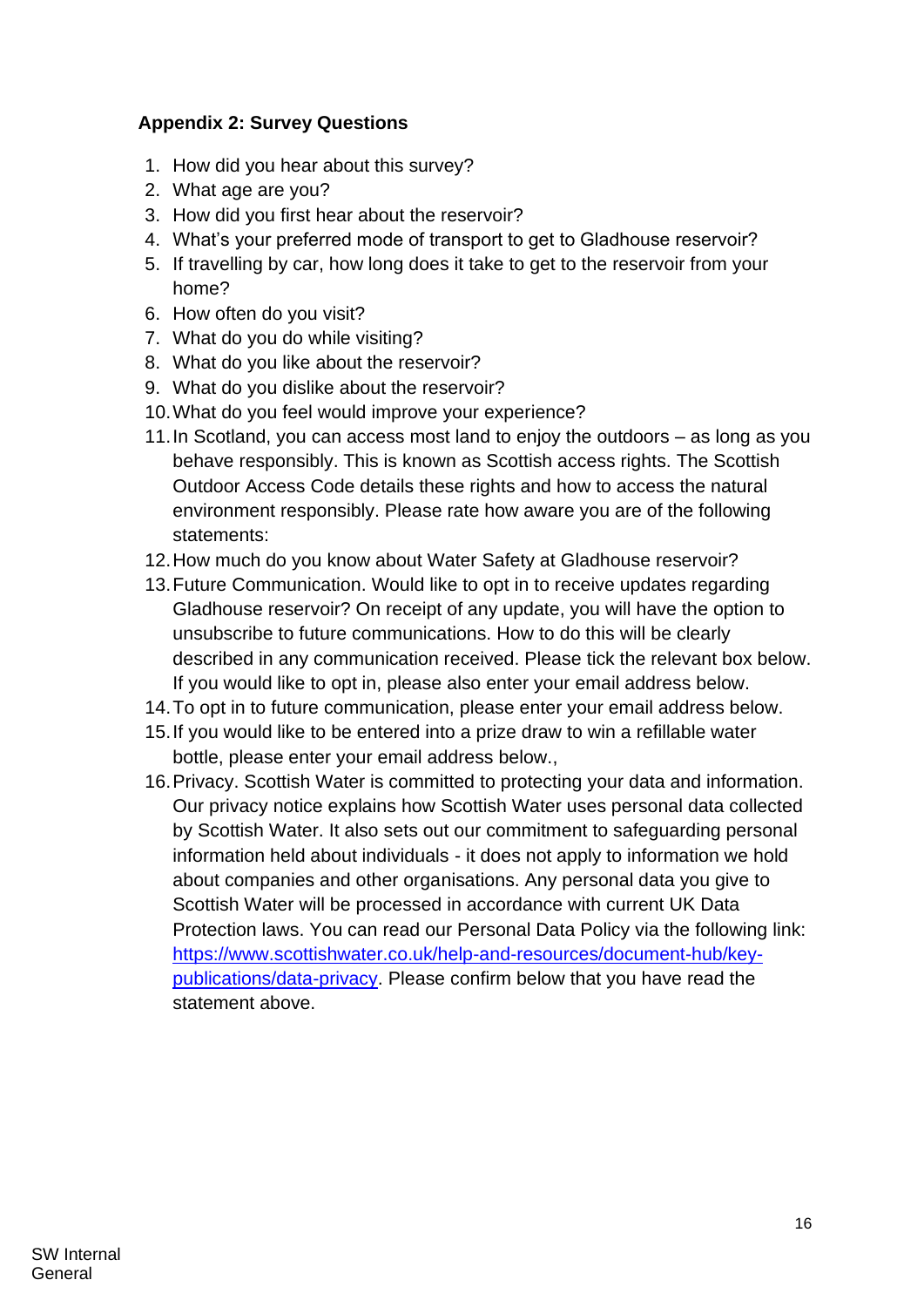## Appendix 2: Survey Questions

1. How did you hear about this survey?
2. What age are you?
3. How did you first hear about the reservoir?
4. What's your preferred mode of transport to get to Gladhouse reservoir?
5. If travelling by car, how long does it take to get to the reservoir from your home?
6. How often do you visit?
7. What do you do while visiting?
8. What do you like about the reservoir?
9. What do you dislike about the reservoir?
10. What do you feel would improve your experience?
11. In Scotland, you can access most land to enjoy the outdoors – as long as you behave responsibly. This is known as Scottish access rights. The Scottish Outdoor Access Code details these rights and how to access the natural environment responsibly. Please rate how aware you are of the following statements:
12. How much do you know about Water Safety at Gladhouse reservoir?
13. Future Communication. Would like to opt in to receive updates regarding Gladhouse reservoir? On receipt of any update, you will have the option to unsubscribe to future communications. How to do this will be clearly described in any communication received. Please tick the relevant box below. If you would like to opt in, please also enter your email address below.
14. To opt in to future communication, please enter your email address below.
15. If you would like to be entered into a prize draw to win a refillable water bottle, please enter your email address below.,
16. Privacy. Scottish Water is committed to protecting your data and information. Our privacy notice explains how Scottish Water uses personal data collected by Scottish Water. It also sets out our commitment to safeguarding personal information held about individuals - it does not apply to information we hold about companies and other organisations. Any personal data you give to Scottish Water will be processed in accordance with current UK Data Protection laws. You can read our Personal Data Policy via the following link: https://www.scottishwater.co.uk/help-and-resources/document-hub/key-publications/data-privacy. Please confirm below that you have read the statement above.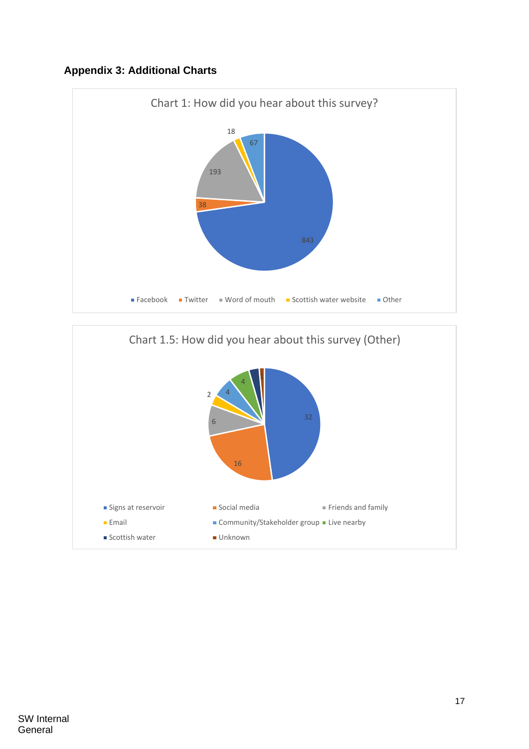## Appendix 3: Additional Charts

Chart 1: How did you hear about this survey?

| Source | Count |
|---|---|
| Facebook | 843 |
| Twitter | 38 |
| Word of mouth | 193 |
| Scottish water website | 18 |
| Other | 67 |

Chart 1.5: How did you hear about this survey (Other)

| Source | Count |
|---|---|
| Signs at reservoir | 32 |
| Social media | 16 |
| Friends and family | 6 |
| Email | 2 |
| Community/Stakeholder group | 4 |
| Live nearby | 4 |
| Scottish water | |
| Unknown | 1 |

SW Internal
General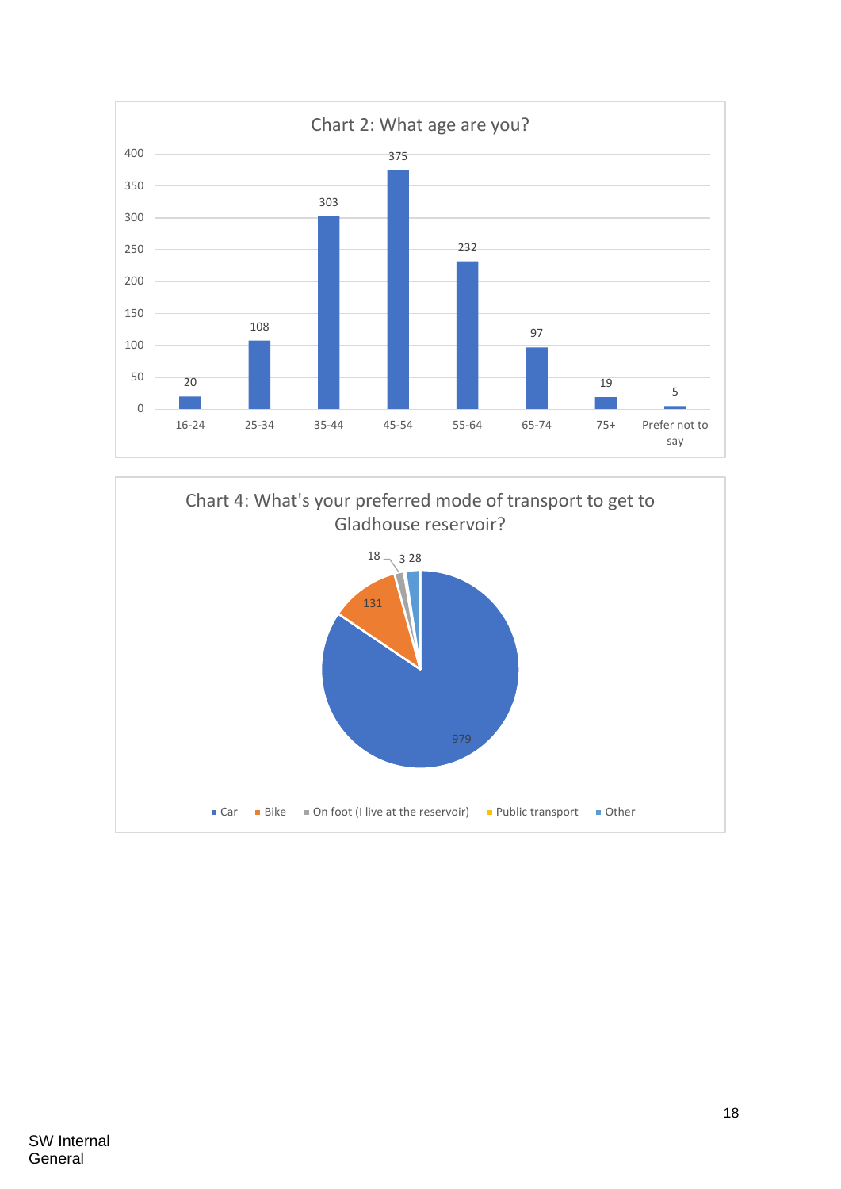## Chart 2: What age are you?

| Age | Count |
|---|---|
| 16-24 | 20 |
| 25-34 | 108 |
| 35-44 | 303 |
| 45-54 | 375 |
| 55-64 | 232 |
| 65-74 | 97 |
| 75+ | 19 |
| Prefer not to say | 5 |

## Chart 4: What's your preferred mode of transport to get to Gladhouse reservoir?

| Mode | Count |
|---|---|
| Car | 979 |
| Bike | 131 |
| On foot (I live at the reservoir) | 18 |
| Public transport | 3 |
| Other | 28 |

SW Internal
General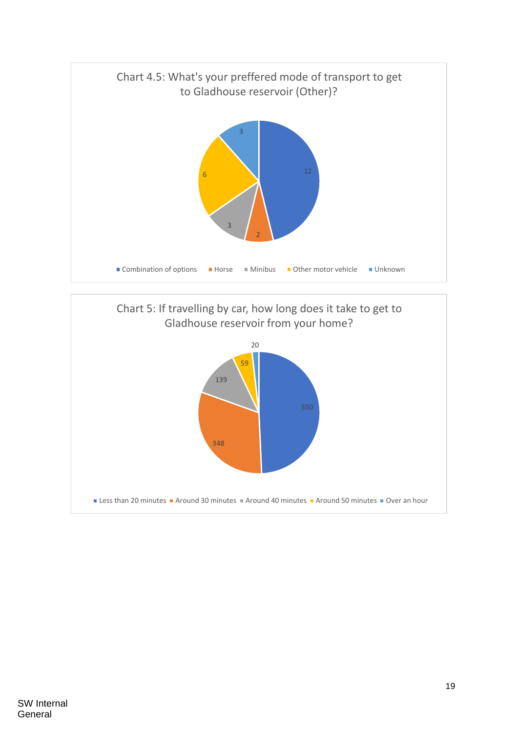Chart 4.5: What's your preffered mode of transport to get to Gladhouse reservoir (Other)?

| Mode | Count |
|---|---|
| Combination of options | 12 |
| Horse | 2 |
| Minibus | 3 |
| Other motor vehicle | 6 |
| Unknown | 3 |

Chart 5: If travelling by car, how long does it take to get to Gladhouse reservoir from your home?

| Time | Count |
|---|---|
| Less than 20 minutes | 550 |
| Around 30 minutes | 348 |
| Around 40 minutes | 139 |
| Around 50 minutes | 59 |
| Over an hour | 20 |

SW Internal
General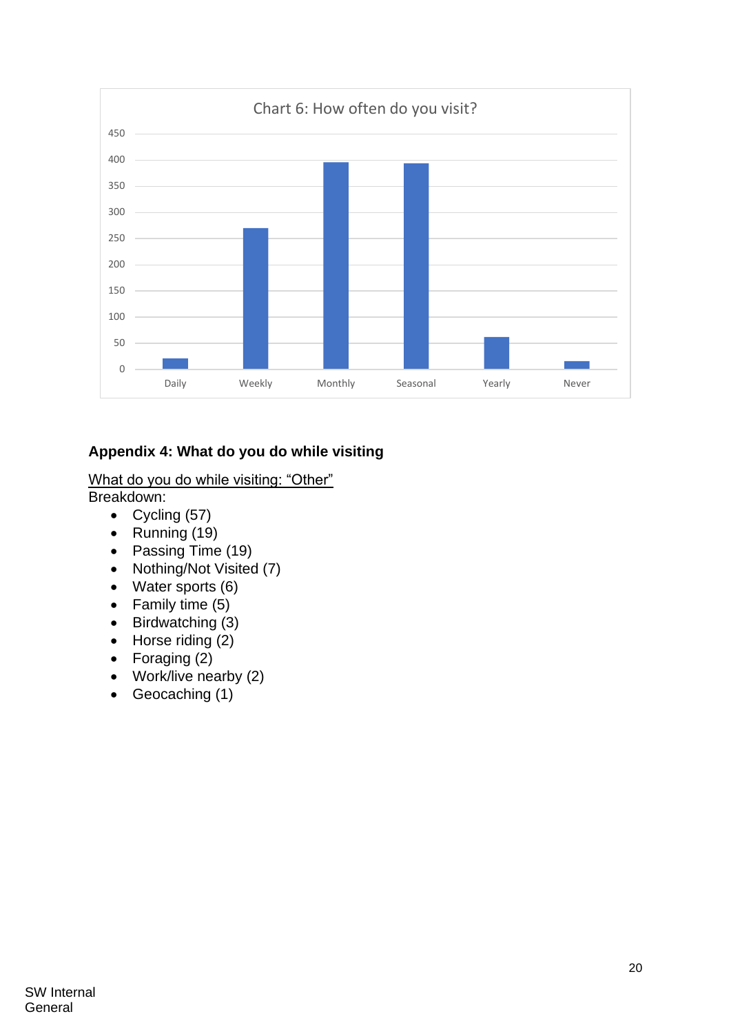Chart 6: How often do you visit?

## Appendix 4: What do you do while visiting

<u>What do you do while visiting: "Other"</u>
Breakdown:

- Cycling (57)
- Running (19)
- Passing Time (19)
- Nothing/Not Visited (7)
- Water sports (6)
- Family time (5)
- Birdwatching (3)
- Horse riding (2)
- Foraging (2)
- Work/live nearby (2)
- Geocaching (1)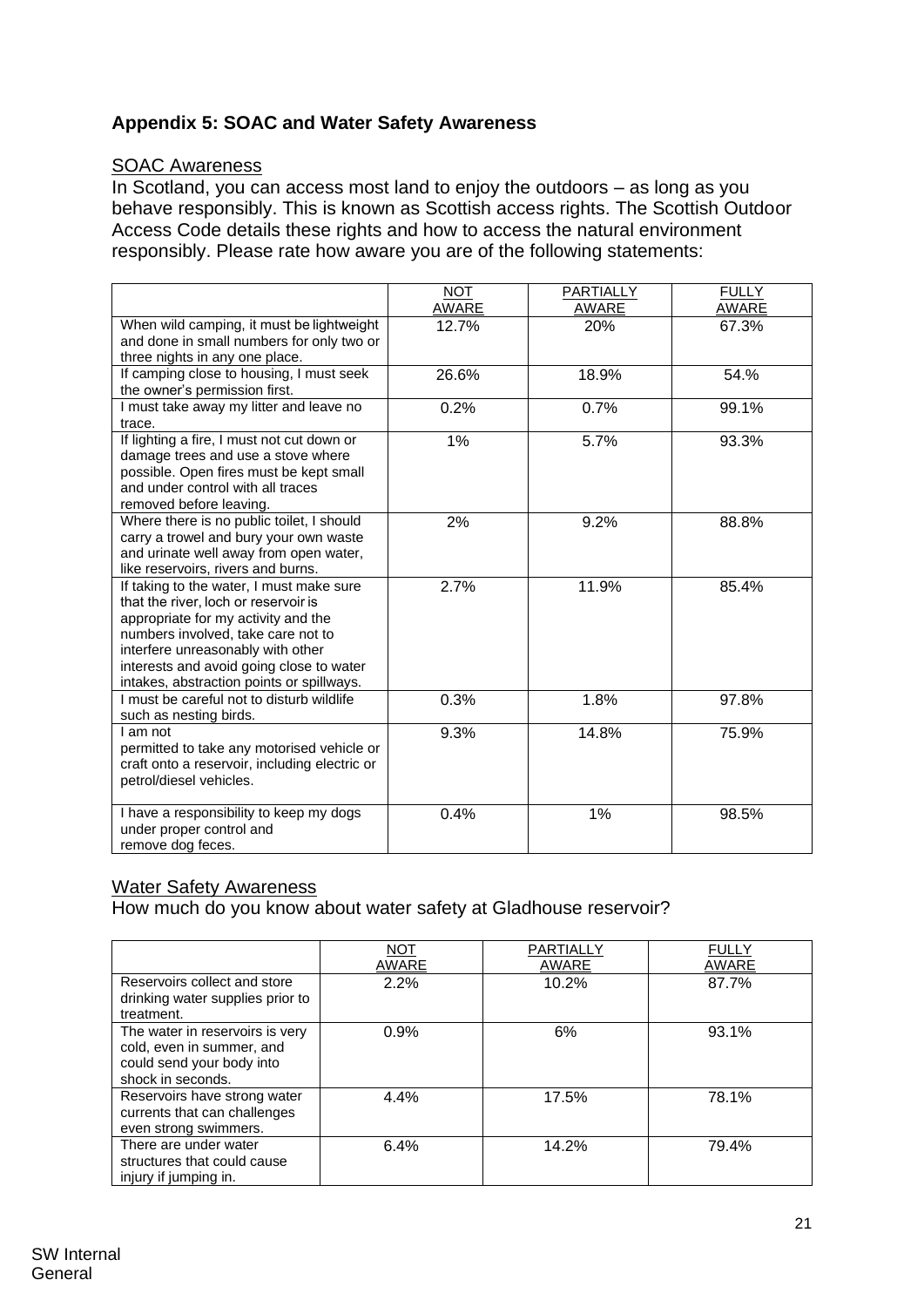### Appendix 5: SOAC and Water Safety Awareness

SOAC Awareness

In Scotland, you can access most land to enjoy the outdoors – as long as you behave responsibly. This is known as Scottish access rights. The Scottish Outdoor Access Code details these rights and how to access the natural environment responsibly. Please rate how aware you are of the following statements:

| | NOT AWARE | PARTIALLY AWARE | FULLY AWARE |
|---|---|---|---|
| When wild camping, it must be lightweight and done in small numbers for only two or three nights in any one place. | 12.7% | 20% | 67.3% |
| If camping close to housing, I must seek the owner's permission first. | 26.6% | 18.9% | 54.% |
| I must take away my litter and leave no trace. | 0.2% | 0.7% | 99.1% |
| If lighting a fire, I must not cut down or damage trees and use a stove where possible. Open fires must be kept small and under control with all traces removed before leaving. | 1% | 5.7% | 93.3% |
| Where there is no public toilet, I should carry a trowel and bury your own waste and urinate well away from open water, like reservoirs, rivers and burns. | 2% | 9.2% | 88.8% |
| If taking to the water, I must make sure that the river, loch or reservoir is appropriate for my activity and the numbers involved, take care not to interfere unreasonably with other interests and avoid going close to water intakes, abstraction points or spillways. | 2.7% | 11.9% | 85.4% |
| I must be careful not to disturb wildlife such as nesting birds. | 0.3% | 1.8% | 97.8% |
| I am not permitted to take any motorised vehicle or craft onto a reservoir, including electric or petrol/diesel vehicles. | 9.3% | 14.8% | 75.9% |
| I have a responsibility to keep my dogs under proper control and remove dog feces. | 0.4% | 1% | 98.5% |

Water Safety Awareness

How much do you know about water safety at Gladhouse reservoir?

| | NOT AWARE | PARTIALLY AWARE | FULLY AWARE |
|---|---|---|---|
| Reservoirs collect and store drinking water supplies prior to treatment. | 2.2% | 10.2% | 87.7% |
| The water in reservoirs is very cold, even in summer, and could send your body into shock in seconds. | 0.9% | 6% | 93.1% |
| Reservoirs have strong water currents that can challenges even strong swimmers. | 4.4% | 17.5% | 78.1% |
| There are under water structures that could cause injury if jumping in. | 6.4% | 14.2% | 79.4% |

SW Internal
General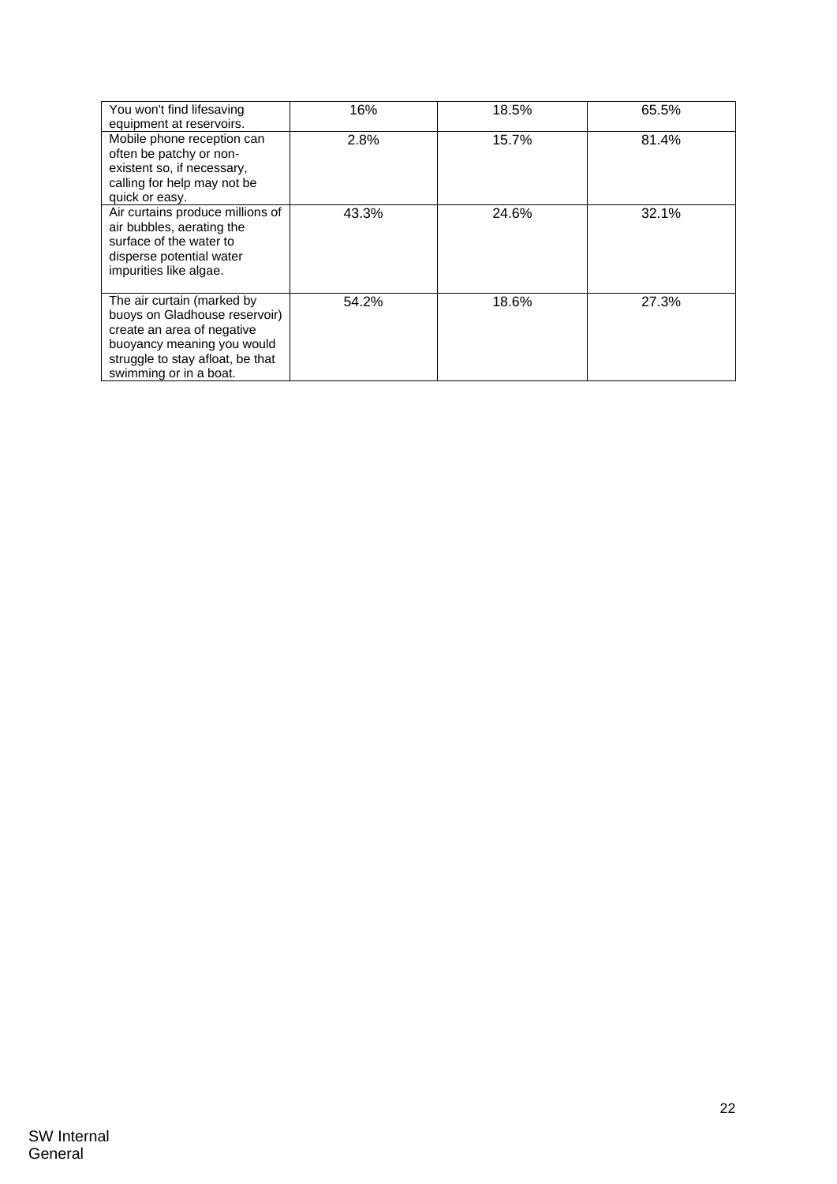| | | | |
|---|---|---|---|
| You won't find lifesaving equipment at reservoirs. | 16% | 18.5% | 65.5% |
| Mobile phone reception can often be patchy or non-existent so, if necessary, calling for help may not be quick or easy. | 2.8% | 15.7% | 81.4% |
| Air curtains produce millions of air bubbles, aerating the surface of the water to disperse potential water impurities like algae. | 43.3% | 24.6% | 32.1% |
| The air curtain (marked by buoys on Gladhouse reservoir) create an area of negative buoyancy meaning you would struggle to stay afloat, be that swimming or in a boat. | 54.2% | 18.6% | 27.3% |

SW Internal
General